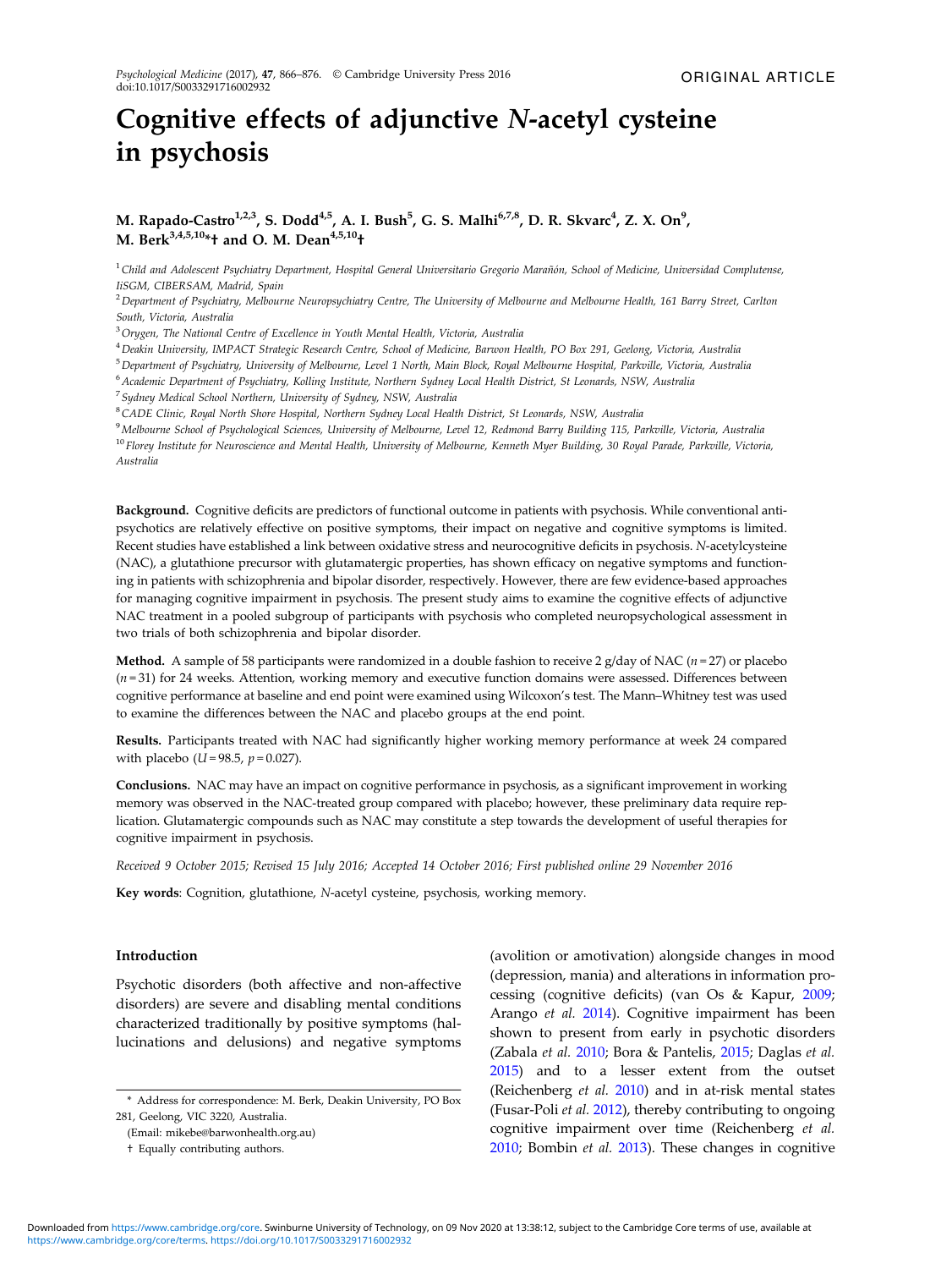ORIGINAL ARTICLE

# Cognitive effects of adjunctive *N*-acetyl cysteine in psychosis

**M. Rapado-Castro[1,2,3], S. Dodd[4,5], A. I. Bush[5], G. S. Malhi[6,7,8], D. R. Skvarc[4], Z. X. On[9], M. Berk[3,4,5,10]*† and O. M. Dean[4,5,10]†**

[1] *Child and Adolescent Psychiatry Department, Hospital General Universitario Gregorio Marañón, School of Medicine, Universidad Complutense, IiSGM, CIBERSAM, Madrid, Spain*

[2] *Department of Psychiatry, Melbourne Neuropsychiatry Centre, The University of Melbourne and Melbourne Health, 161 Barry Street, Carlton South, Victoria, Australia*

[3] *Orygen, The National Centre of Excellence in Youth Mental Health, Victoria, Australia*

[4] *Deakin University, IMPACT Strategic Research Centre, School of Medicine, Barwon Health, PO Box 291, Geelong, Victoria, Australia*

[5] *Department of Psychiatry, University of Melbourne, Level 1 North, Main Block, Royal Melbourne Hospital, Parkville, Victoria, Australia*

[6] *Academic Department of Psychiatry, Kolling Institute, Northern Sydney Local Health District, St Leonards, NSW, Australia*

[7] *Sydney Medical School Northern, University of Sydney, NSW, Australia*

[8] *CADE Clinic, Royal North Shore Hospital, Northern Sydney Local Health District, St Leonards, NSW, Australia*

[9] *Melbourne School of Psychological Sciences, University of Melbourne, Level 12, Redmond Barry Building 115, Parkville, Victoria, Australia*

[10] *Florey Institute for Neuroscience and Mental Health, University of Melbourne, Kenneth Myer Building, 30 Royal Parade, Parkville, Victoria, Australia*

**Background.** Cognitive deficits are predictors of functional outcome in patients with psychosis. While conventional antipsychotics are relatively effective on positive symptoms, their impact on negative and cognitive symptoms is limited. Recent studies have established a link between oxidative stress and neurocognitive deficits in psychosis. *N*-acetylcysteine (NAC), a glutathione precursor with glutamatergic properties, has shown efficacy on negative symptoms and functioning in patients with schizophrenia and bipolar disorder, respectively. However, there are few evidence-based approaches for managing cognitive impairment in psychosis. The present study aims to examine the cognitive effects of adjunctive NAC treatment in a pooled subgroup of participants with psychosis who completed neuropsychological assessment in two trials of both schizophrenia and bipolar disorder.

**Method.** A sample of 58 participants were randomized in a double fashion to receive 2 g/day of NAC ($n = 27$) or placebo ($n = 31$) for 24 weeks. Attention, working memory and executive function domains were assessed. Differences between cognitive performance at baseline and end point were examined using Wilcoxon's test. The Mann–Whitney test was used to examine the differences between the NAC and placebo groups at the end point.

**Results.** Participants treated with NAC had significantly higher working memory performance at week 24 compared with placebo ($U = 98.5$, $p = 0.027$).

**Conclusions.** NAC may have an impact on cognitive performance in psychosis, as a significant improvement in working memory was observed in the NAC-treated group compared with placebo; however, these preliminary data require replication. Glutamatergic compounds such as NAC may constitute a step towards the development of useful therapies for cognitive impairment in psychosis.

*Received 9 October 2015; Revised 15 July 2016; Accepted 14 October 2016; First published online 29 November 2016*

**Key words**: Cognition, glutathione, *N*-acetyl cysteine, psychosis, working memory.

## Introduction

Psychotic disorders (both affective and non-affective disorders) are severe and disabling mental conditions characterized traditionally by positive symptoms (hallucinations and delusions) and negative symptoms (avolition or amotivation) alongside changes in mood (depression, mania) and alterations in information processing (cognitive deficits) (van Os & Kapur, 2009; Arango *et al.* 2014). Cognitive impairment has been shown to present from early in psychotic disorders (Zabala *et al.* 2010; Bora & Pantelis, 2015; Daglas *et al.* 2015) and to a lesser extent from the outset (Reichenberg *et al.* 2010) and in at-risk mental states (Fusar-Poli *et al.* 2012), thereby contributing to ongoing cognitive impairment over time (Reichenberg *et al.* 2010; Bombin *et al.* 2013). These changes in cognitive

\* Address for correspondence: M. Berk, Deakin University, PO Box 281, Geelong, VIC 3220, Australia.

(Email: mikebe@barwonhealth.org.au)

† Equally contributing authors.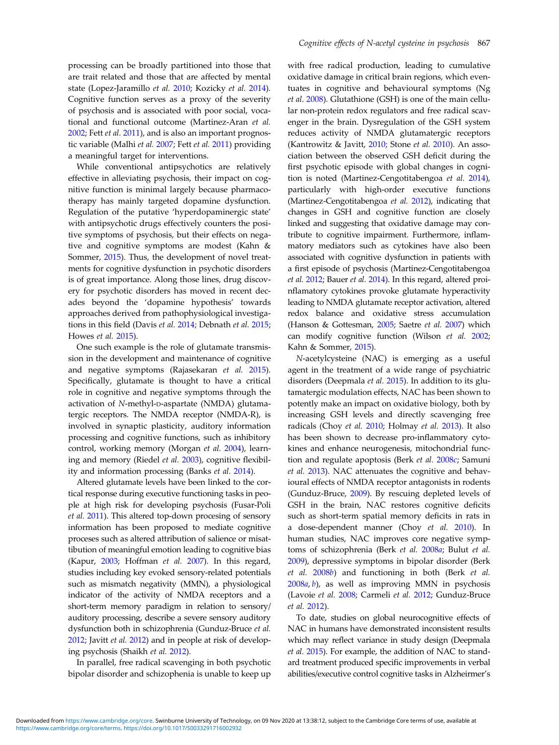processing can be broadly partitioned into those that are trait related and those that are affected by mental state (Lopez-Jaramillo *et al.* 2010; Kozicky *et al.* 2014). Cognitive function serves as a proxy of the severity of psychosis and is associated with poor social, vocational and functional outcome (Martinez-Aran *et al.* 2002; Fett *et al.* 2011), and is also an important prognostic variable (Malhi *et al.* 2007; Fett *et al.* 2011) providing a meaningful target for interventions.

While conventional antipsychotics are relatively effective in alleviating psychosis, their impact on cognitive function is minimal largely because pharmacotherapy has mainly targeted dopamine dysfunction. Regulation of the putative 'hyperdopaminergic state' with antipsychotic drugs effectively counters the positive symptoms of psychosis, but their effects on negative and cognitive symptoms are modest (Kahn & Sommer, 2015). Thus, the development of novel treatments for cognitive dysfunction in psychotic disorders is of great importance. Along those lines, drug discovery for psychotic disorders has moved in recent decades beyond the 'dopamine hypothesis' towards approaches derived from pathophysiological investigations in this field (Davis *et al.* 2014; Debnath *et al.* 2015; Howes *et al.* 2015).

One such example is the role of glutamate transmission in the development and maintenance of cognitive and negative symptoms (Rajasekaran *et al.* 2015). Specifically, glutamate is thought to have a critical role in cognitive and negative symptoms through the activation of *N*-methyl-D-aspartate (NMDA) glutamatergic receptors. The NMDA receptor (NMDA-R), is involved in synaptic plasticity, auditory information processing and cognitive functions, such as inhibitory control, working memory (Morgan *et al.* 2004), learning and memory (Riedel *et al.* 2003), cognitive flexibility and information processing (Banks *et al.* 2014).

Altered glutamate levels have been linked to the cortical response during executive functioning tasks in people at high risk for developing psychosis (Fusar-Poli *et al.* 2011). This altered top-down processing of sensory information has been proposed to mediate cognitive processes such as altered attribution of salience or misattibution of meaningful emotion leading to cognitive bias (Kapur, 2003; Hoffman *et al.* 2007). In this regard, studies including key evoked sensory-related potentials such as mismatch negativity (MMN), a physiological indicator of the activity of NMDA receptors and a short-term memory paradigm in relation to sensory/auditory processing, describe a severe sensory auditory dysfunction both in schizophrenia (Gunduz-Bruce *et al.* 2012; Javitt *et al.* 2012) and in people at risk of developing psychosis (Shaikh *et al.* 2012).

In parallel, free radical scavenging in both psychotic bipolar disorder and schizophrenia is unable to keep up with free radical production, leading to cumulative oxidative damage in critical brain regions, which eventuates in cognitive and behavioural symptoms (Ng *et al.* 2008). Glutathione (GSH) is one of the main cellular non-protein redox regulators and free radical scavenger in the brain. Dysregulation of the GSH system reduces activity of NMDA glutamatergic receptors (Kantrowitz & Javitt, 2010; Stone *et al.* 2010). An association between the observed GSH deficit during the first psychotic episode with global changes in cognition is noted (Martinez-Cengotitabengoa *et al.* 2014), particularly with high-order executive functions (Martinez-Cengotitabengoa *et al.* 2012), indicating that changes in GSH and cognitive function are closely linked and suggesting that oxidative damage may contribute to cognitive impairment. Furthermore, inflammatory mediators such as cytokines have also been associated with cognitive dysfunction in patients with a first episode of psychosis (Martinez-Cengotitabengoa *et al.* 2012; Bauer *et al.* 2014). In this regard, altered pro-inflammatory cytokines provoke glutamate hyperactivity leading to NMDA glutamate receptor activation, altered redox balance and oxidative stress accumulation (Hanson & Gottesman, 2005; Saetre *et al.* 2007) which can modify cognitive function (Wilson *et al.* 2002; Kahn & Sommer, 2015).

*N*-acetylcysteine (NAC) is emerging as a useful agent in the treatment of a wide range of psychiatric disorders (Deepmala *et al.* 2015). In addition to its glutamatergic modulation effects, NAC has been shown to potently make an impact on oxidative biology, both by increasing GSH levels and directly scavenging free radicals (Choy *et al.* 2010; Holmay *et al.* 2013). It also has been shown to decrease pro-inflammatory cytokines and enhance neurogenesis, mitochondrial function and regulate apoptosis (Berk *et al.* 2008*c*; Samuni *et al.* 2013). NAC attenuates the cognitive and behavioural effects of NMDA receptor antagonists in rodents (Gunduz-Bruce, 2009). By rescuing depleted levels of GSH in the brain, NAC restores cognitive deficits such as short-term spatial memory deficits in rats in a dose-dependent manner (Choy *et al.* 2010). In human studies, NAC improves core negative symptoms of schizophrenia (Berk *et al.* 2008*a*; Bulut *et al.* 2009), depressive symptoms in bipolar disorder (Berk *et al.* 2008*b*) and functioning in both (Berk *et al.* 2008*a*, *b*), as well as improving MMN in psychosis (Lavoie *et al.* 2008; Carmeli *et al.* 2012; Gunduz-Bruce *et al.* 2012).

To date, studies on global neurocognitive effects of NAC in humans have demonstrated inconsistent results which may reflect variance in study design (Deepmala *et al.* 2015). For example, the addition of NAC to standard treatment produced specific improvements in verbal abilities/executive control cognitive tasks in Alzheirmer's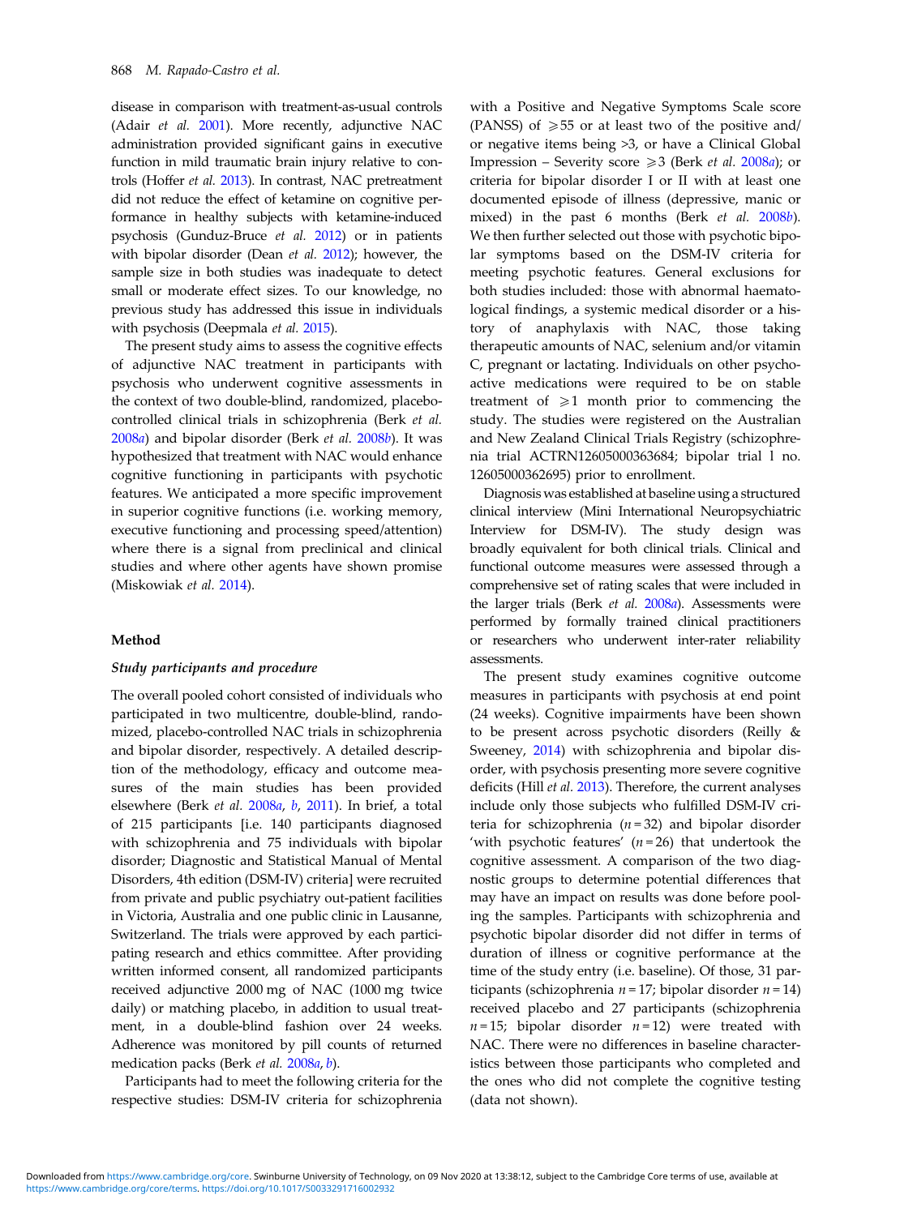disease in comparison with treatment-as-usual controls (Adair *et al.* 2001). More recently, adjunctive NAC administration provided significant gains in executive function in mild traumatic brain injury relative to controls (Hoffer *et al.* 2013). In contrast, NAC pretreatment did not reduce the effect of ketamine on cognitive performance in healthy subjects with ketamine-induced psychosis (Gunduz-Bruce *et al.* 2012) or in patients with bipolar disorder (Dean *et al.* 2012); however, the sample size in both studies was inadequate to detect small or moderate effect sizes. To our knowledge, no previous study has addressed this issue in individuals with psychosis (Deepmala *et al.* 2015).

The present study aims to assess the cognitive effects of adjunctive NAC treatment in participants with psychosis who underwent cognitive assessments in the context of two double-blind, randomized, placebo-controlled clinical trials in schizophrenia (Berk *et al.* 2008*a*) and bipolar disorder (Berk *et al.* 2008*b*). It was hypothesized that treatment with NAC would enhance cognitive functioning in participants with psychotic features. We anticipated a more specific improvement in superior cognitive functions (i.e. working memory, executive functioning and processing speed/attention) where there is a signal from preclinical and clinical studies and where other agents have shown promise (Miskowiak *et al.* 2014).

## Method

### *Study participants and procedure*

The overall pooled cohort consisted of individuals who participated in two multicentre, double-blind, randomized, placebo-controlled NAC trials in schizophrenia and bipolar disorder, respectively. A detailed description of the methodology, efficacy and outcome measures of the main studies has been provided elsewhere (Berk *et al.* 2008*a*, *b*, 2011). In brief, a total of 215 participants [i.e. 140 participants diagnosed with schizophrenia and 75 individuals with bipolar disorder; Diagnostic and Statistical Manual of Mental Disorders, 4th edition (DSM-IV) criteria] were recruited from private and public psychiatry out-patient facilities in Victoria, Australia and one public clinic in Lausanne, Switzerland. The trials were approved by each participating research and ethics committee. After providing written informed consent, all randomized participants received adjunctive 2000 mg of NAC (1000 mg twice daily) or matching placebo, in addition to usual treatment, in a double-blind fashion over 24 weeks. Adherence was monitored by pill counts of returned medication packs (Berk *et al.* 2008*a*, *b*).

Participants had to meet the following criteria for the respective studies: DSM-IV criteria for schizophrenia with a Positive and Negative Symptoms Scale score (PANSS) of $\geqslant 55$ or at least two of the positive and/or negative items being >3, or have a Clinical Global Impression – Severity score $\geqslant 3$ (Berk *et al.* 2008*a*); or criteria for bipolar disorder I or II with at least one documented episode of illness (depressive, manic or mixed) in the past 6 months (Berk *et al.* 2008*b*). We then further selected out those with psychotic bipolar symptoms based on the DSM-IV criteria for meeting psychotic features. General exclusions for both studies included: those with abnormal haematological findings, a systemic medical disorder or a history of anaphylaxis with NAC, those taking therapeutic amounts of NAC, selenium and/or vitamin C, pregnant or lactating. Individuals on other psychoactive medications were required to be on stable treatment of $\geqslant 1$ month prior to commencing the study. The studies were registered on the Australian and New Zealand Clinical Trials Registry (schizophrenia trial ACTRN12605000363684; bipolar trial l no. 12605000362695) prior to enrollment.

Diagnosis was established at baseline using a structured clinical interview (Mini International Neuropsychiatric Interview for DSM-IV). The study design was broadly equivalent for both clinical trials. Clinical and functional outcome measures were assessed through a comprehensive set of rating scales that were included in the larger trials (Berk *et al.* 2008*a*). Assessments were performed by formally trained clinical practitioners or researchers who underwent inter-rater reliability assessments.

The present study examines cognitive outcome measures in participants with psychosis at end point (24 weeks). Cognitive impairments have been shown to be present across psychotic disorders (Reilly & Sweeney, 2014) with schizophrenia and bipolar disorder, with psychosis presenting more severe cognitive deficits (Hill *et al.* 2013). Therefore, the current analyses include only those subjects who fulfilled DSM-IV criteria for schizophrenia ($n = 32$) and bipolar disorder 'with psychotic features' ($n = 26$) that undertook the cognitive assessment. A comparison of the two diagnostic groups to determine potential differences that may have an impact on results was done before pooling the samples. Participants with schizophrenia and psychotic bipolar disorder did not differ in terms of duration of illness or cognitive performance at the time of the study entry (i.e. baseline). Of those, 31 participants (schizophrenia $n = 17$; bipolar disorder $n = 14$) received placebo and 27 participants (schizophrenia $n = 15$; bipolar disorder $n = 12$) were treated with NAC. There were no differences in baseline characteristics between those participants who completed and the ones who did not complete the cognitive testing (data not shown).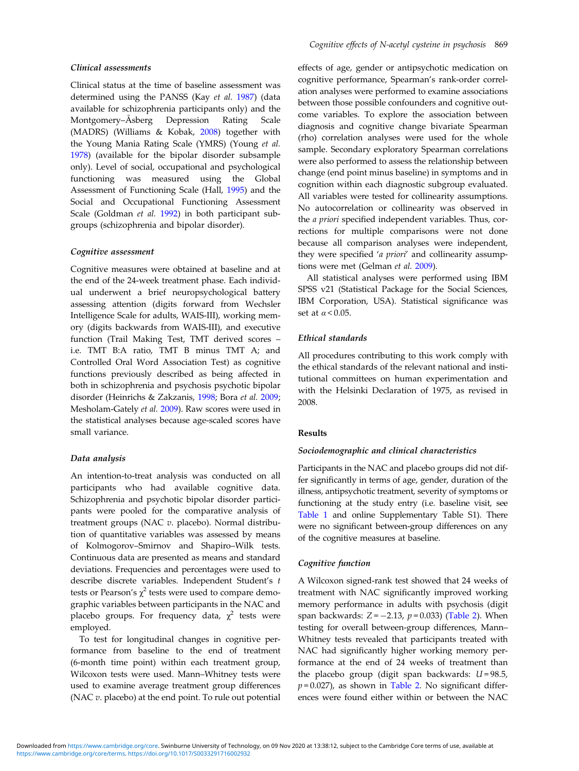### *Clinical assessments*

Clinical status at the time of baseline assessment was determined using the PANSS (Kay *et al.* 1987) (data available for schizophrenia participants only) and the Montgomery–Åsberg Depression Rating Scale (MADRS) (Williams & Kobak, 2008) together with the Young Mania Rating Scale (YMRS) (Young *et al.* 1978) (available for the bipolar disorder subsample only). Level of social, occupational and psychological functioning was measured using the Global Assessment of Functioning Scale (Hall, 1995) and the Social and Occupational Functioning Assessment Scale (Goldman *et al.* 1992) in both participant subgroups (schizophrenia and bipolar disorder).

### *Cognitive assessment*

Cognitive measures were obtained at baseline and at the end of the 24-week treatment phase. Each individual underwent a brief neuropsychological battery assessing attention (digits forward from Wechsler Intelligence Scale for adults, WAIS-III), working memory (digits backwards from WAIS-III), and executive function (Trail Making Test, TMT derived scores – i.e. TMT B:A ratio, TMT B minus TMT A; and Controlled Oral Word Association Test) as cognitive functions previously described as being affected in both in schizophrenia and psychosis psychotic bipolar disorder (Heinrichs & Zakzanis, 1998; Bora *et al.* 2009; Mesholam-Gately *et al.* 2009). Raw scores were used in the statistical analyses because age-scaled scores have small variance.

### *Data analysis*

An intention-to-treat analysis was conducted on all participants who had available cognitive data. Schizophrenia and psychotic bipolar disorder participants were pooled for the comparative analysis of treatment groups (NAC *v.* placebo). Normal distribution of quantitative variables was assessed by means of Kolmogorov–Smirnov and Shapiro–Wilk tests. Continuous data are presented as means and standard deviations. Frequencies and percentages were used to describe discrete variables. Independent Student's *t* tests or Pearson's $\chi^2$ tests were used to compare demographic variables between participants in the NAC and placebo groups. For frequency data, $\chi^2$ tests were employed.

To test for longitudinal changes in cognitive performance from baseline to the end of treatment (6-month time point) within each treatment group, Wilcoxon tests were used. Mann–Whitney tests were used to examine average treatment group differences (NAC *v.* placebo) at the end point. To rule out potential effects of age, gender or antipsychotic medication on cognitive performance, Spearman's rank-order correlation analyses were performed to examine associations between those possible confounders and cognitive outcome variables. To explore the association between diagnosis and cognitive change bivariate Spearman (rho) correlation analyses were used for the whole sample. Secondary exploratory Spearman correlations were also performed to assess the relationship between change (end point minus baseline) in symptoms and in cognition within each diagnostic subgroup evaluated. All variables were tested for collinearity assumptions. No autocorrelation or collinearity was observed in the *a priori* specified independent variables. Thus, corrections for multiple comparisons were not done because all comparison analyses were independent, they were specified '*a priori*' and collinearity assumptions were met (Gelman *et al.* 2009).

All statistical analyses were performed using IBM SPSS v21 (Statistical Package for the Social Sciences, IBM Corporation, USA). Statistical significance was set at $\alpha < 0.05$.

### *Ethical standards*

All procedures contributing to this work comply with the ethical standards of the relevant national and institutional committees on human experimentation and with the Helsinki Declaration of 1975, as revised in 2008.

## Results

### *Sociodemographic and clinical characteristics*

Participants in the NAC and placebo groups did not differ significantly in terms of age, gender, duration of the illness, antipsychotic treatment, severity of symptoms or functioning at the study entry (i.e. baseline visit, see Table 1 and online Supplementary Table S1). There were no significant between-group differences on any of the cognitive measures at baseline.

### *Cognitive function*

A Wilcoxon signed-rank test showed that 24 weeks of treatment with NAC significantly improved working memory performance in adults with psychosis (digit span backwards: $Z = -2.13$, $p = 0.033$) (Table 2). When testing for overall between-group differences, Mann–Whitney tests revealed that participants treated with NAC had significantly higher working memory performance at the end of 24 weeks of treatment than the placebo group (digit span backwards: $U = 98.5$, $p = 0.027$), as shown in Table 2. No significant differences were found either within or between the NAC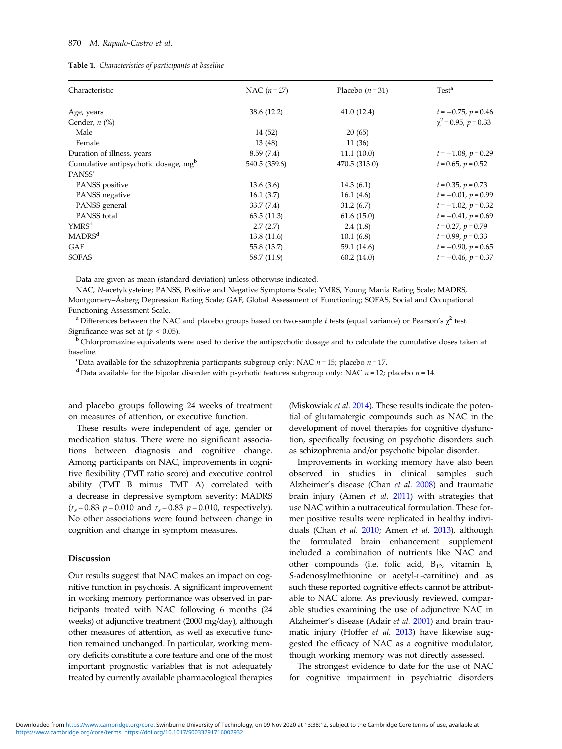**Table 1.** *Characteristics of participants at baseline*

| Characteristic | NAC ($n = 27$) | Placebo ($n = 31$) | Test[a] |
|---|---|---|---|
| Age, years | 38.6 (12.2) | 41.0 (12.4) | $t = -0.75$, $p = 0.46$ |
| Gender, *n* (%) | | | $\chi^2 = 0.95$, $p = 0.33$ |
| Male | 14 (52) | 20 (65) | |
| Female | 13 (48) | 11 (36) | |
| Duration of illness, years | 8.59 (7.4) | 11.1 (10.0) | $t = -1.08$, $p = 0.29$ |
| Cumulative antipsychotic dosage, mg[b] | 540.5 (359.6) | 470.5 (313.0) | $t = 0.65$, $p = 0.52$ |
| PANSS[c] | | | |
| PANSS positive | 13.6 (3.6) | 14.3 (6.1) | $t = 0.35$, $p = 0.73$ |
| PANSS negative | 16.1 (3.7) | 16.1 (4.6) | $t = -0.01$, $p = 0.99$ |
| PANSS general | 33.7 (7.4) | 31.2 (6.7) | $t = -1.02$, $p = 0.32$ |
| PANSS total | 63.5 (11.3) | 61.6 (15.0) | $t = -0.41$, $p = 0.69$ |
| YMRS[d] | 2.7 (2.7) | 2.4 (1.8) | $t = 0.27$, $p = 0.79$ |
| MADRS[d] | 13.8 (11.6) | 10.1 (6.8) | $t = 0.99$, $p = 0.33$ |
| GAF | 55.8 (13.7) | 59.1 (14.6) | $t = -0.90$, $p = 0.65$ |
| SOFAS | 58.7 (11.9) | 60.2 (14.0) | $t = -0.46$, $p = 0.37$ |

Data are given as mean (standard deviation) unless otherwise indicated.

NAC, *N*-acetylcysteine; PANSS, Positive and Negative Symptoms Scale; YMRS, Young Mania Rating Scale; MADRS, Montgomery–Åsberg Depression Rating Scale; GAF, Global Assessment of Functioning; SOFAS, Social and Occupational Functioning Assessment Scale.

[a] Differences between the NAC and placebo groups based on two-sample *t* tests (equal variance) or Pearson's $\chi^2$ test. Significance was set at ($p < 0.05$).

[b] Chlorpromazine equivalents were used to derive the antipsychotic dosage and to calculate the cumulative doses taken at baseline.

[c] Data available for the schizophrenia participants subgroup only: NAC $n = 15$; placebo $n = 17$.

[d] Data available for the bipolar disorder with psychotic features subgroup only: NAC $n = 12$; placebo $n = 14$.

and placebo groups following 24 weeks of treatment on measures of attention, or executive function.

These results were independent of age, gender or medication status. There were no significant associations between diagnosis and cognitive change. Among participants on NAC, improvements in cognitive flexibility (TMT ratio score) and executive control ability (TMT B minus TMT A) correlated with a decrease in depressive symptom severity: MADRS ($r_s = 0.83$ $p = 0.010$ and $r_s = 0.83$ $p = 0.010$, respectively). No other associations were found between change in cognition and change in symptom measures.

## Discussion

Our results suggest that NAC makes an impact on cognitive function in psychosis. A significant improvement in working memory performance was observed in participants treated with NAC following 6 months (24 weeks) of adjunctive treatment (2000 mg/day), although other measures of attention, as well as executive function remained unchanged. In particular, working memory deficits constitute a core feature and one of the most important prognostic variables that is not adequately treated by currently available pharmacological therapies (Miskowiak *et al.* 2014). These results indicate the potential of glutamatergic compounds such as NAC in the development of novel therapies for cognitive dysfunction, specifically focusing on psychotic disorders such as schizophrenia and/or psychotic bipolar disorder.

Improvements in working memory have also been observed in studies in clinical samples such Alzheimer's disease (Chan *et al.* 2008) and traumatic brain injury (Amen *et al.* 2011) with strategies that use NAC within a nutraceutical formulation. These former positive results were replicated in healthy individuals (Chan *et al.* 2010; Amen *et al.* 2013), although the formulated brain enhancement supplement included a combination of nutrients like NAC and other compounds (i.e. folic acid, $B_{12}$, vitamin E, *S*-adenosylmethionine or acetyl-L-carnitine) and as such these reported cognitive effects cannot be attributable to NAC alone. As previously reviewed, comparable studies examining the use of adjunctive NAC in Alzheimer's disease (Adair *et al.* 2001) and brain traumatic injury (Hoffer *et al.* 2013) have likewise suggested the efficacy of NAC as a cognitive modulator, though working memory was not directly assessed.

The strongest evidence to date for the use of NAC for cognitive impairment in psychiatric disorders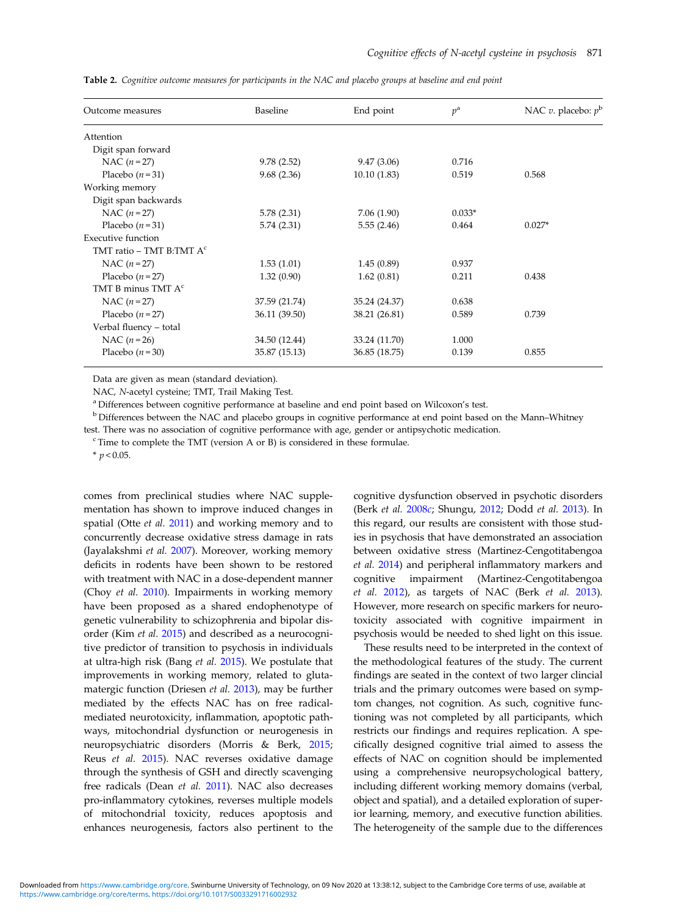**Table 2.** *Cognitive outcome measures for participants in the NAC and placebo groups at baseline and end point*

| Outcome measures | Baseline | End point | $p^a$ | NAC *v.* placebo: $p^b$ |
|---|---|---|---|---|
| Attention | | | | |
| Digit span forward | | | | |
| NAC ($n = 27$) | 9.78 (2.52) | 9.47 (3.06) | 0.716 | |
| Placebo ($n = 31$) | 9.68 (2.36) | 10.10 (1.83) | 0.519 | 0.568 |
| Working memory | | | | |
| Digit span backwards | | | | |
| NAC ($n = 27$) | 5.78 (2.31) | 7.06 (1.90) | 0.033* | |
| Placebo ($n = 31$) | 5.74 (2.31) | 5.55 (2.46) | 0.464 | 0.027* |
| Executive function | | | | |
| TMT ratio – TMT B:TMT A[c] | | | | |
| NAC ($n = 27$) | 1.53 (1.01) | 1.45 (0.89) | 0.937 | |
| Placebo ($n = 27$) | 1.32 (0.90) | 1.62 (0.81) | 0.211 | 0.438 |
| TMT B minus TMT A[c] | | | | |
| NAC ($n = 27$) | 37.59 (21.74) | 35.24 (24.37) | 0.638 | |
| Placebo ($n = 27$) | 36.11 (39.50) | 38.21 (26.81) | 0.589 | 0.739 |
| Verbal fluency – total | | | | |
| NAC ($n = 26$) | 34.50 (12.44) | 33.24 (11.70) | 1.000 | |
| Placebo ($n = 30$) | 35.87 (15.13) | 36.85 (18.75) | 0.139 | 0.855 |

Data are given as mean (standard deviation).

NAC, *N*-acetyl cysteine; TMT, Trail Making Test.

[a] Differences between cognitive performance at baseline and end point based on Wilcoxon's test.

[b] Differences between the NAC and placebo groups in cognitive performance at end point based on the Mann–Whitney test. There was no association of cognitive performance with age, gender or antipsychotic medication.

[c] Time to complete the TMT (version A or B) is considered in these formulae.

* $p < 0.05$.

comes from preclinical studies where NAC supplementation has shown to improve induced changes in spatial (Otte *et al.* 2011) and working memory and to concurrently decrease oxidative stress damage in rats (Jayalakshmi *et al.* 2007). Moreover, working memory deficits in rodents have been shown to be restored with treatment with NAC in a dose-dependent manner (Choy *et al.* 2010). Impairments in working memory have been proposed as a shared endophenotype of genetic vulnerability to schizophrenia and bipolar disorder (Kim *et al.* 2015) and described as a neurocognitive predictor of transition to psychosis in individuals at ultra-high risk (Bang *et al*. 2015). We postulate that improvements in working memory, related to glutamatergic function (Driesen *et al.* 2013), may be further mediated by the effects NAC has on free radical-mediated neurotoxicity, inflammation, apoptotic pathways, mitochondrial dysfunction or neurogenesis in neuropsychiatric disorders (Morris & Berk, 2015; Reus *et al.* 2015). NAC reverses oxidative damage through the synthesis of GSH and directly scavenging free radicals (Dean *et al.* 2011). NAC also decreases pro-inflammatory cytokines, reverses multiple models of mitochondrial toxicity, reduces apoptosis and enhances neurogenesis, factors also pertinent to the cognitive dysfunction observed in psychotic disorders (Berk *et al.* 2008*c*; Shungu, 2012; Dodd *et al.* 2013). In this regard, our results are consistent with those studies in psychosis that have demonstrated an association between oxidative stress (Martinez-Cengotitabengoa *et al.* 2014) and peripheral inflammatory markers and cognitive impairment (Martinez-Cengotitabengoa *et al.* 2012), as targets of NAC (Berk *et al.* 2013). However, more research on specific markers for neurotoxicity associated with cognitive impairment in psychosis would be needed to shed light on this issue.

These results need to be interpreted in the context of the methodological features of the study. The current findings are seated in the context of two larger clincial trials and the primary outcomes were based on symptom changes, not cognition. As such, cognitive functioning was not completed by all participants, which restricts our findings and requires replication. A specifically designed cognitive trial aimed to assess the effects of NAC on cognition should be implemented using a comprehensive neuropsychological battery, including different working memory domains (verbal, object and spatial), and a detailed exploration of superior learning, memory, and executive function abilities. The heterogeneity of the sample due to the differences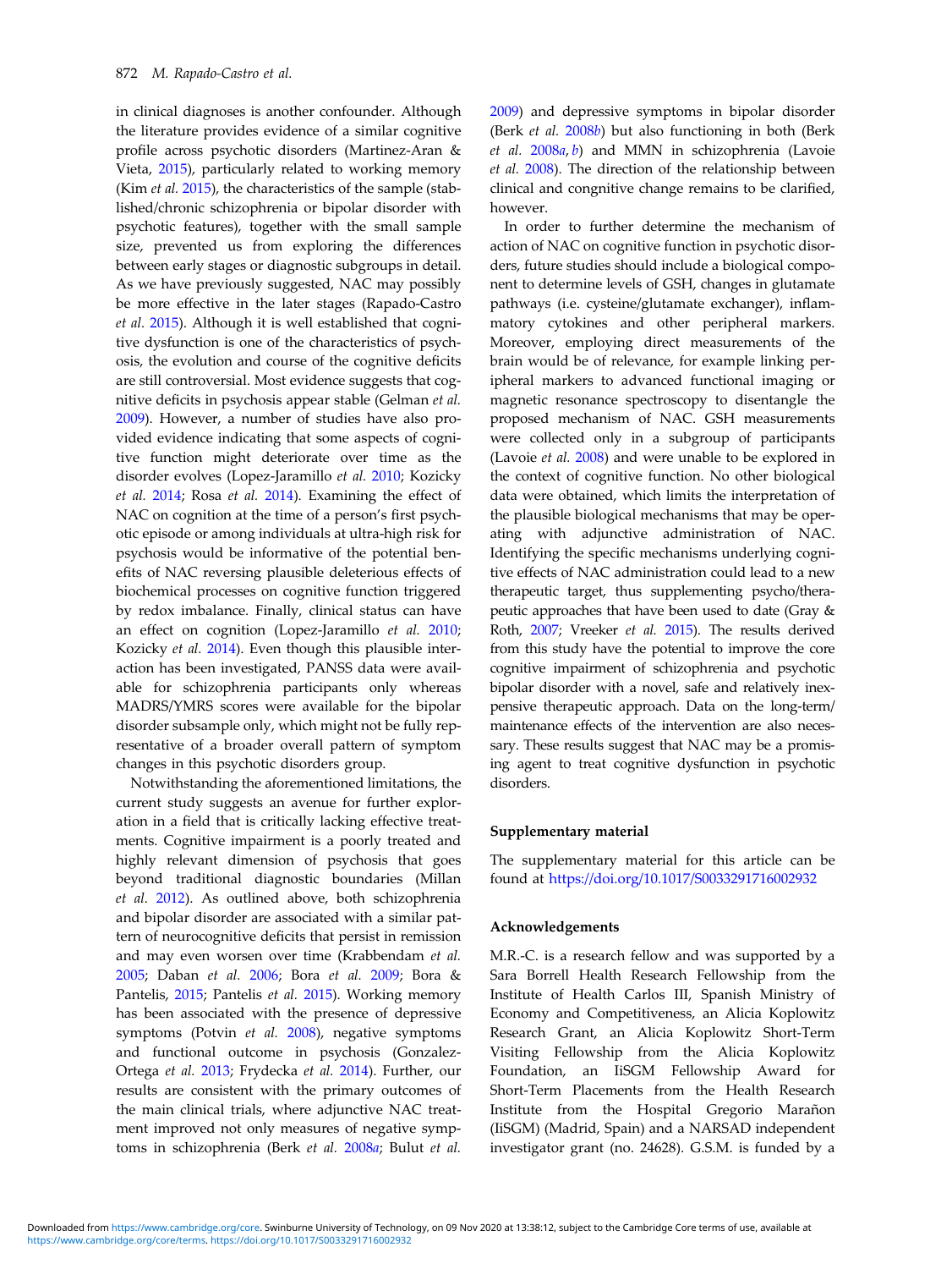in clinical diagnoses is another confounder. Although the literature provides evidence of a similar cognitive profile across psychotic disorders (Martinez-Aran & Vieta, 2015), particularly related to working memory (Kim *et al.* 2015), the characteristics of the sample (stablished/chronic schizophrenia or bipolar disorder with psychotic features), together with the small sample size, prevented us from exploring the differences between early stages or diagnostic subgroups in detail. As we have previously suggested, NAC may possibly be more effective in the later stages (Rapado-Castro *et al.* 2015). Although it is well established that cognitive dysfunction is one of the characteristics of psychosis, the evolution and course of the cognitive deficits are still controversial. Most evidence suggests that cognitive deficits in psychosis appear stable (Gelman *et al.* 2009). However, a number of studies have also provided evidence indicating that some aspects of cognitive function might deteriorate over time as the disorder evolves (Lopez-Jaramillo *et al.* 2010; Kozicky *et al.* 2014; Rosa *et al.* 2014). Examining the effect of NAC on cognition at the time of a person's first psychotic episode or among individuals at ultra-high risk for psychosis would be informative of the potential benefits of NAC reversing plausible deleterious effects of biochemical processes on cognitive function triggered by redox imbalance. Finally, clinical status can have an effect on cognition (Lopez-Jaramillo *et al.* 2010; Kozicky *et al.* 2014). Even though this plausible interaction has been investigated, PANSS data were available for schizophrenia participants only whereas MADRS/YMRS scores were available for the bipolar disorder subsample only, which might not be fully representative of a broader overall pattern of symptom changes in this psychotic disorders group.

Notwithstanding the aforementioned limitations, the current study suggests an avenue for further exploration in a field that is critically lacking effective treatments. Cognitive impairment is a poorly treated and highly relevant dimension of psychosis that goes beyond traditional diagnostic boundaries (Millan *et al.* 2012). As outlined above, both schizophrenia and bipolar disorder are associated with a similar pattern of neurocognitive deficits that persist in remission and may even worsen over time (Krabbendam *et al.* 2005; Daban *et al.* 2006; Bora *et al.* 2009; Bora & Pantelis, 2015; Pantelis *et al.* 2015). Working memory has been associated with the presence of depressive symptoms (Potvin *et al.* 2008), negative symptoms and functional outcome in psychosis (Gonzalez-Ortega *et al.* 2013; Frydecka *et al.* 2014). Further, our results are consistent with the primary outcomes of the main clinical trials, where adjunctive NAC treatment improved not only measures of negative symptoms in schizophrenia (Berk *et al.* 2008*a*; Bulut *et al.* 2009) and depressive symptoms in bipolar disorder (Berk *et al.* 2008*b*) but also functioning in both (Berk *et al.* 2008*a*, *b*) and MMN in schizophrenia (Lavoie *et al.* 2008). The direction of the relationship between clinical and congitive change remains to be clarified, however.

In order to further determine the mechanism of action of NAC on cognitive function in psychotic disorders, future studies should include a biological component to determine levels of GSH, changes in glutamate pathways (i.e. cysteine/glutamate exchanger), inflammatory cytokines and other peripheral markers. Moreover, employing direct measurements of the brain would be of relevance, for example linking peripheral markers to advanced functional imaging or magnetic resonance spectroscopy to disentangle the proposed mechanism of NAC. GSH measurements were collected only in a subgroup of participants (Lavoie *et al.* 2008) and were unable to be explored in the context of cognitive function. No other biological data were obtained, which limits the interpretation of the plausible biological mechanisms that may be operating with adjunctive administration of NAC. Identifying the specific mechanisms underlying cognitive effects of NAC administration could lead to a new therapeutic target, thus supplementing psycho/therapeutic approaches that have been used to date (Gray & Roth, 2007; Vreeker *et al.* 2015). The results derived from this study have the potential to improve the core cognitive impairment of schizophrenia and psychotic bipolar disorder with a novel, safe and relatively inexpensive therapeutic approach. Data on the long-term/maintenance effects of the intervention are also necessary. These results suggest that NAC may be a promising agent to treat cognitive dysfunction in psychotic disorders.

## Supplementary material

The supplementary material for this article can be found at https://doi.org/10.1017/S0033291716002932

## Acknowledgements

M.R.-C. is a research fellow and was supported by a Sara Borrell Health Research Fellowship from the Institute of Health Carlos III, Spanish Ministry of Economy and Competitiveness, an Alicia Koplowitz Research Grant, an Alicia Koplowitz Short-Term Visiting Fellowship from the Alicia Koplowitz Foundation, an IiSGM Fellowship Award for Short-Term Placements from the Health Research Institute from the Hospital Gregorio Marañon (IiSGM) (Madrid, Spain) and a NARSAD independent investigator grant (no. 24628). G.S.M. is funded by a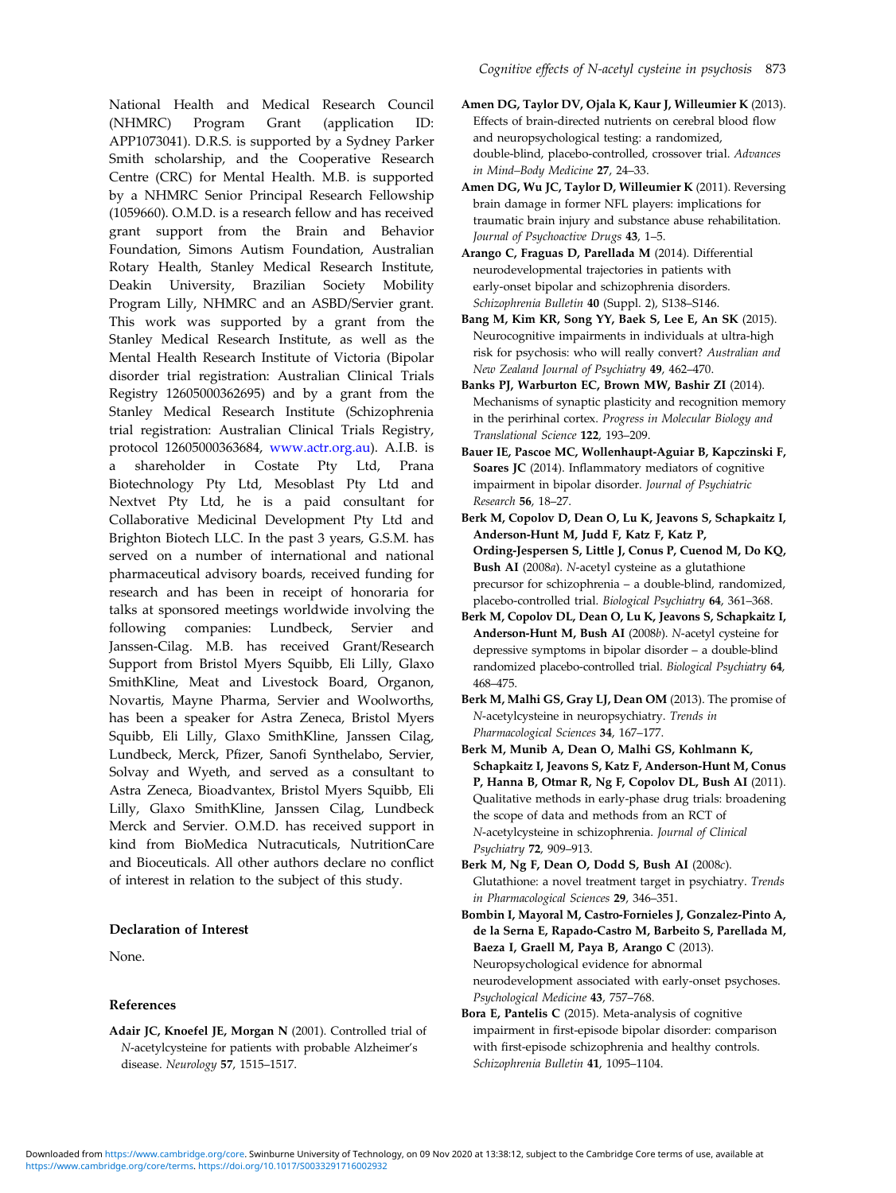National Health and Medical Research Council (NHMRC) Program Grant (application ID: APP1073041). D.R.S. is supported by a Sydney Parker Smith scholarship, and the Cooperative Research Centre (CRC) for Mental Health. M.B. is supported by a NHMRC Senior Principal Research Fellowship (1059660). O.M.D. is a research fellow and has received grant support from the Brain and Behavior Foundation, Simons Autism Foundation, Australian Rotary Health, Stanley Medical Research Institute, Deakin University, Brazilian Society Mobility Program Lilly, NHMRC and an ASBD/Servier grant. This work was supported by a grant from the Stanley Medical Research Institute, as well as the Mental Health Research Institute of Victoria (Bipolar disorder trial registration: Australian Clinical Trials Registry 12605000362695) and by a grant from the Stanley Medical Research Institute (Schizophrenia trial registration: Australian Clinical Trials Registry, protocol 12605000363684, www.actr.org.au). A.I.B. is a shareholder in Costate Pty Ltd, Prana Biotechnology Pty Ltd, Mesoblast Pty Ltd and Nextvet Pty Ltd, he is a paid consultant for Collaborative Medicinal Development Pty Ltd and Brighton Biotech LLC. In the past 3 years, G.S.M. has served on a number of international and national pharmaceutical advisory boards, received funding for research and has been in receipt of honoraria for talks at sponsored meetings worldwide involving the following companies: Lundbeck, Servier and Janssen-Cilag. M.B. has received Grant/Research Support from Bristol Myers Squibb, Eli Lilly, Glaxo SmithKline, Meat and Livestock Board, Organon, Novartis, Mayne Pharma, Servier and Woolworths, has been a speaker for Astra Zeneca, Bristol Myers Squibb, Eli Lilly, Glaxo SmithKline, Janssen Cilag, Lundbeck, Merck, Pfizer, Sanofi Synthelabo, Servier, Solvay and Wyeth, and served as a consultant to Astra Zeneca, Bioadvantex, Bristol Myers Squibb, Eli Lilly, Glaxo SmithKline, Janssen Cilag, Lundbeck Merck and Servier. O.M.D. has received support in kind from BioMedica Nutracuticals, NutritionCare and Bioceuticals. All other authors declare no conflict of interest in relation to the subject of this study.

### Declaration of Interest

None.

### References

**Adair JC, Knoefel JE, Morgan N** (2001). Controlled trial of *N*-acetylcysteine for patients with probable Alzheimer's disease. *Neurology* **57**, 1515–1517.

**Amen DG, Taylor DV, Ojala K, Kaur J, Willeumier K** (2013). Effects of brain-directed nutrients on cerebral blood flow and neuropsychological testing: a randomized, double-blind, placebo-controlled, crossover trial. *Advances in Mind–Body Medicine* **27**, 24–33.

**Amen DG, Wu JC, Taylor D, Willeumier K** (2011). Reversing brain damage in former NFL players: implications for traumatic brain injury and substance abuse rehabilitation. *Journal of Psychoactive Drugs* **43**, 1–5.

**Arango C, Fraguas D, Parellada M** (2014). Differential neurodevelopmental trajectories in patients with early-onset bipolar and schizophrenia disorders. *Schizophrenia Bulletin* **40** (Suppl. 2), S138–S146.

**Bang M, Kim KR, Song YY, Baek S, Lee E, An SK** (2015). Neurocognitive impairments in individuals at ultra-high risk for psychosis: who will really convert? *Australian and New Zealand Journal of Psychiatry* **49**, 462–470.

**Banks PJ, Warburton EC, Brown MW, Bashir ZI** (2014). Mechanisms of synaptic plasticity and recognition memory in the perirhinal cortex. *Progress in Molecular Biology and Translational Science* **122**, 193–209.

**Bauer IE, Pascoe MC, Wollenhaupt-Aguiar B, Kapczinski F, Soares JC** (2014). Inflammatory mediators of cognitive impairment in bipolar disorder. *Journal of Psychiatric Research* **56**, 18–27.

**Berk M, Copolov D, Dean O, Lu K, Jeavons S, Schapkaitz I, Anderson-Hunt M, Judd F, Katz F, Katz P, Ording-Jespersen S, Little J, Conus P, Cuenod M, Do KQ, Bush AI** (2008*a*). *N*-acetyl cysteine as a glutathione precursor for schizophrenia – a double-blind, randomized, placebo-controlled trial. *Biological Psychiatry* **64**, 361–368.

**Berk M, Copolov DL, Dean O, Lu K, Jeavons S, Schapkaitz I, Anderson-Hunt M, Bush AI** (2008*b*). *N*-acetyl cysteine for depressive symptoms in bipolar disorder – a double-blind randomized placebo-controlled trial. *Biological Psychiatry* **64**, 468–475.

**Berk M, Malhi GS, Gray LJ, Dean OM** (2013). The promise of *N*-acetylcysteine in neuropsychiatry. *Trends in Pharmacological Sciences* **34**, 167–177.

**Berk M, Munib A, Dean O, Malhi GS, Kohlmann K, Schapkaitz I, Jeavons S, Katz F, Anderson-Hunt M, Conus P, Hanna B, Otmar R, Ng F, Copolov DL, Bush AI** (2011). Qualitative methods in early-phase drug trials: broadening the scope of data and methods from an RCT of *N*-acetylcysteine in schizophrenia. *Journal of Clinical Psychiatry* **72**, 909–913.

**Berk M, Ng F, Dean O, Dodd S, Bush AI** (2008*c*). Glutathione: a novel treatment target in psychiatry. *Trends in Pharmacological Sciences* **29**, 346–351.

**Bombin I, Mayoral M, Castro-Fornieles J, Gonzalez-Pinto A, de la Serna E, Rapado-Castro M, Barbeito S, Parellada M, Baeza I, Graell M, Paya B, Arango C** (2013). Neuropsychological evidence for abnormal neurodevelopment associated with early-onset psychoses. *Psychological Medicine* **43**, 757–768.

**Bora E, Pantelis C** (2015). Meta-analysis of cognitive impairment in first-episode bipolar disorder: comparison with first-episode schizophrenia and healthy controls. *Schizophrenia Bulletin* **41**, 1095–1104.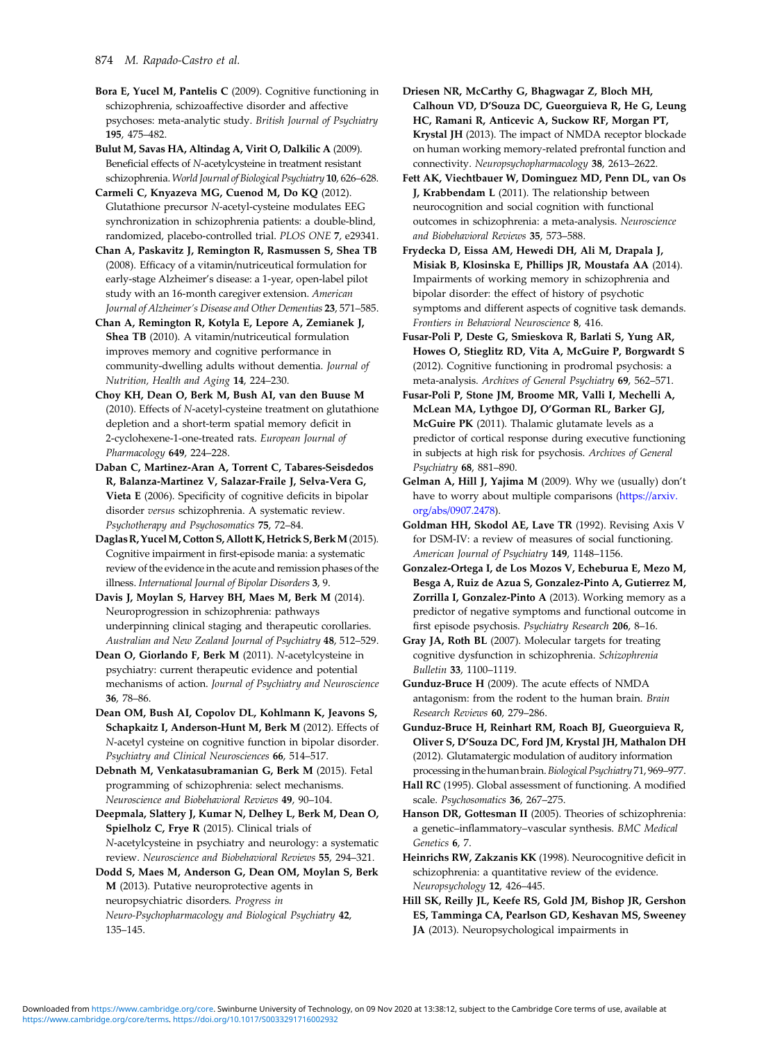**Bora E, Yucel M, Pantelis C** (2009). Cognitive functioning in schizophrenia, schizoaffective disorder and affective psychoses: meta-analytic study. *British Journal of Psychiatry* **195**, 475–482.

**Bulut M, Savas HA, Altindag A, Virit O, Dalkilic A** (2009). Beneficial effects of *N*-acetylcysteine in treatment resistant schizophrenia. *World Journal of Biological Psychiatry* **10**, 626–628.

**Carmeli C, Knyazeva MG, Cuenod M, Do KQ** (2012). Glutathione precursor *N*-acetyl-cysteine modulates EEG synchronization in schizophrenia patients: a double-blind, randomized, placebo-controlled trial. *PLOS ONE* **7**, e29341.

**Chan A, Paskavitz J, Remington R, Rasmussen S, Shea TB** (2008). Efficacy of a vitamin/nutriceutical formulation for early-stage Alzheimer's disease: a 1-year, open-label pilot study with an 16-month caregiver extension. *American Journal of Alzheimer's Disease and Other Dementias* **23**, 571–585.

**Chan A, Remington R, Kotyla E, Lepore A, Zemianek J, Shea TB** (2010). A vitamin/nutriceutical formulation improves memory and cognitive performance in community-dwelling adults without dementia. *Journal of Nutrition, Health and Aging* **14**, 224–230.

**Choy KH, Dean O, Berk M, Bush AI, van den Buuse M** (2010). Effects of *N*-acetyl-cysteine treatment on glutathione depletion and a short-term spatial memory deficit in 2-cyclohexene-1-one-treated rats. *European Journal of Pharmacology* **649**, 224–228.

**Daban C, Martinez-Aran A, Torrent C, Tabares-Seisdedos R, Balanza-Martinez V, Salazar-Fraile J, Selva-Vera G, Vieta E** (2006). Specificity of cognitive deficits in bipolar disorder *versus* schizophrenia. A systematic review. *Psychotherapy and Psychosomatics* **75**, 72–84.

**Daglas R, Yucel M, Cotton S, Allott K, Hetrick S, Berk M** (2015). Cognitive impairment in first-episode mania: a systematic review of the evidence in the acute and remission phases of the illness. *International Journal of Bipolar Disorders* **3**, 9.

**Davis J, Moylan S, Harvey BH, Maes M, Berk M** (2014). Neuroprogression in schizophrenia: pathways underpinning clinical staging and therapeutic corollaries. *Australian and New Zealand Journal of Psychiatry* **48**, 512–529.

**Dean O, Giorlando F, Berk M** (2011). *N*-acetylcysteine in psychiatry: current therapeutic evidence and potential mechanisms of action. *Journal of Psychiatry and Neuroscience* **36**, 78–86.

**Dean OM, Bush AI, Copolov DL, Kohlmann K, Jeavons S, Schapkaitz I, Anderson-Hunt M, Berk M** (2012). Effects of *N*-acetyl cysteine on cognitive function in bipolar disorder. *Psychiatry and Clinical Neurosciences* **66**, 514–517.

**Debnath M, Venkatasubramanian G, Berk M** (2015). Fetal programming of schizophrenia: select mechanisms. *Neuroscience and Biobehavioral Reviews* **49**, 90–104.

**Deepmala, Slattery J, Kumar N, Delhey L, Berk M, Dean O, Spielholz C, Frye R** (2015). Clinical trials of *N*-acetylcysteine in psychiatry and neurology: a systematic review. *Neuroscience and Biobehavioral Reviews* **55**, 294–321.

**Dodd S, Maes M, Anderson G, Dean OM, Moylan S, Berk M** (2013). Putative neuroprotective agents in neuropsychiatric disorders. *Progress in Neuro-Psychopharmacology and Biological Psychiatry* **42**, 135–145.

**Driesen NR, McCarthy G, Bhagwagar Z, Bloch MH, Calhoun VD, D'Souza DC, Gueorguieva R, He G, Leung HC, Ramani R, Anticevic A, Suckow RF, Morgan PT, Krystal JH** (2013). The impact of NMDA receptor blockade on human working memory-related prefrontal function and connectivity. *Neuropsychopharmacology* **38**, 2613–2622.

**Fett AK, Viechtbauer W, Dominguez MD, Penn DL, van Os J, Krabbendam L** (2011). The relationship between neurocognition and social cognition with functional outcomes in schizophrenia: a meta-analysis. *Neuroscience and Biobehavioral Reviews* **35**, 573–588.

**Frydecka D, Eissa AM, Hewedi DH, Ali M, Drapala J, Misiak B, Klosinska E, Phillips JR, Moustafa AA** (2014). Impairments of working memory in schizophrenia and bipolar disorder: the effect of history of psychotic symptoms and different aspects of cognitive task demands. *Frontiers in Behavioral Neuroscience* **8**, 416.

**Fusar-Poli P, Deste G, Smieskova R, Barlati S, Yung AR, Howes O, Stieglitz RD, Vita A, McGuire P, Borgwardt S** (2012). Cognitive functioning in prodromal psychosis: a meta-analysis. *Archives of General Psychiatry* **69**, 562–571.

**Fusar-Poli P, Stone JM, Broome MR, Valli I, Mechelli A, McLean MA, Lythgoe DJ, O'Gorman RL, Barker GJ, McGuire PK** (2011). Thalamic glutamate levels as a predictor of cortical response during executive functioning in subjects at high risk for psychosis. *Archives of General Psychiatry* **68**, 881–890.

**Gelman A, Hill J, Yajima M** (2009). Why we (usually) don't have to worry about multiple comparisons (https://arxiv.org/abs/0907.2478).

**Goldman HH, Skodol AE, Lave TR** (1992). Revising Axis V for DSM-IV: a review of measures of social functioning. *American Journal of Psychiatry* **149**, 1148–1156.

**Gonzalez-Ortega I, de Los Mozos V, Echeburua E, Mezo M, Besga A, Ruiz de Azua S, Gonzalez-Pinto A, Gutierrez M, Zorrilla I, Gonzalez-Pinto A** (2013). Working memory as a predictor of negative symptoms and functional outcome in first episode psychosis. *Psychiatry Research* **206**, 8–16.

**Gray JA, Roth BL** (2007). Molecular targets for treating cognitive dysfunction in schizophrenia. *Schizophrenia Bulletin* **33**, 1100–1119.

**Gunduz-Bruce H** (2009). The acute effects of NMDA antagonism: from the rodent to the human brain. *Brain Research Reviews* **60**, 279–286.

**Gunduz-Bruce H, Reinhart RM, Roach BJ, Gueorguieva R, Oliver S, D'Souza DC, Ford JM, Krystal JH, Mathalon DH** (2012). Glutamatergic modulation of auditory information processing in the human brain. *Biological Psychiatry* 71, 969–977.

**Hall RC** (1995). Global assessment of functioning. A modified scale. *Psychosomatics* **36**, 267–275.

**Hanson DR, Gottesman II** (2005). Theories of schizophrenia: a genetic–inflammatory–vascular synthesis. *BMC Medical Genetics* **6**, 7.

**Heinrichs RW, Zakzanis KK** (1998). Neurocognitive deficit in schizophrenia: a quantitative review of the evidence. *Neuropsychology* **12**, 426–445.

**Hill SK, Reilly JL, Keefe RS, Gold JM, Bishop JR, Gershon ES, Tamminga CA, Pearlson GD, Keshavan MS, Sweeney JA** (2013). Neuropsychological impairments in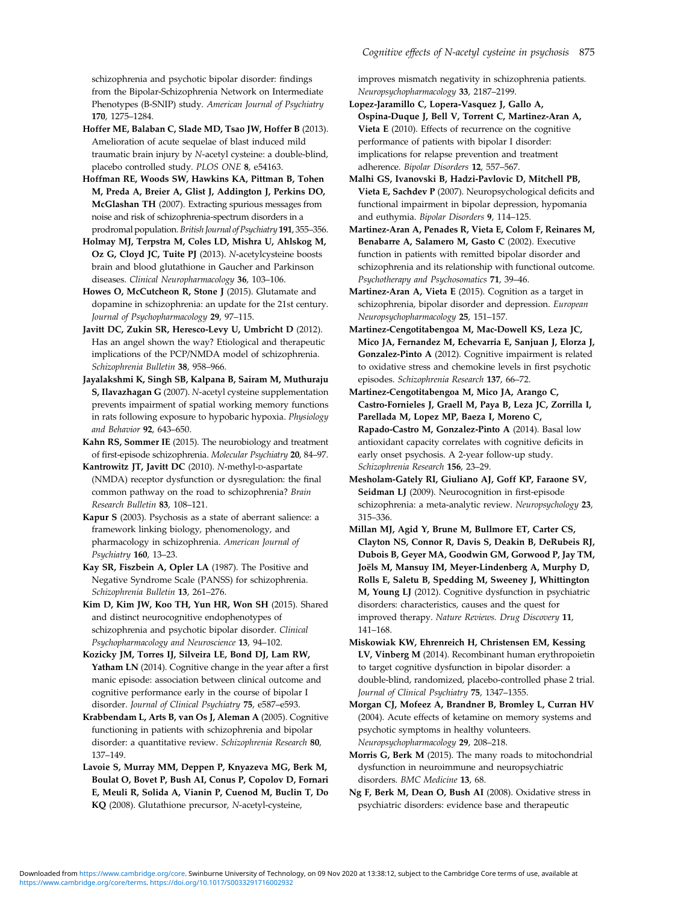schizophrenia and psychotic bipolar disorder: findings from the Bipolar-Schizophrenia Network on Intermediate Phenotypes (B-SNIP) study. *American Journal of Psychiatry* **170**, 1275–1284.

**Hoffer ME, Balaban C, Slade MD, Tsao JW, Hoffer B** (2013). Amelioration of acute sequelae of blast induced mild traumatic brain injury by *N*-acetyl cysteine: a double-blind, placebo controlled study. *PLOS ONE* **8**, e54163.

**Hoffman RE, Woods SW, Hawkins KA, Pittman B, Tohen M, Preda A, Breier A, Glist J, Addington J, Perkins DO, McGlashan TH** (2007). Extracting spurious messages from noise and risk of schizophrenia-spectrum disorders in a prodromal population. *British Journal of Psychiatry* **191**, 355–356.

**Holmay MJ, Terpstra M, Coles LD, Mishra U, Ahlskog M, Oz G, Cloyd JC, Tuite PJ** (2013). *N*-acetylcysteine boosts brain and blood glutathione in Gaucher and Parkinson diseases. *Clinical Neuropharmacology* **36**, 103–106.

**Howes O, McCutcheon R, Stone J** (2015). Glutamate and dopamine in schizophrenia: an update for the 21st century. *Journal of Psychopharmacology* **29**, 97–115.

**Javitt DC, Zukin SR, Heresco-Levy U, Umbricht D** (2012). Has an angel shown the way? Etiological and therapeutic implications of the PCP/NMDA model of schizophrenia. *Schizophrenia Bulletin* **38**, 958–966.

**Jayalakshmi K, Singh SB, Kalpana B, Sairam M, Muthuraju S, Ilavazhagan G** (2007). *N*-acetyl cysteine supplementation prevents impairment of spatial working memory functions in rats following exposure to hypobaric hypoxia. *Physiology and Behavior* **92**, 643–650.

**Kahn RS, Sommer IE** (2015). The neurobiology and treatment of first-episode schizophrenia. *Molecular Psychiatry* **20**, 84–97.

**Kantrowitz JT, Javitt DC** (2010). *N*-methyl-D-aspartate (NMDA) receptor dysfunction or dysregulation: the final common pathway on the road to schizophrenia? *Brain Research Bulletin* **83**, 108–121.

**Kapur S** (2003). Psychosis as a state of aberrant salience: a framework linking biology, phenomenology, and pharmacology in schizophrenia. *American Journal of Psychiatry* **160**, 13–23.

**Kay SR, Fiszbein A, Opler LA** (1987). The Positive and Negative Syndrome Scale (PANSS) for schizophrenia. *Schizophrenia Bulletin* **13**, 261–276.

**Kim D, Kim JW, Koo TH, Yun HR, Won SH** (2015). Shared and distinct neurocognitive endophenotypes of schizophrenia and psychotic bipolar disorder. *Clinical Psychopharmacology and Neuroscience* **13**, 94–102.

**Kozicky JM, Torres IJ, Silveira LE, Bond DJ, Lam RW, Yatham LN** (2014). Cognitive change in the year after a first manic episode: association between clinical outcome and cognitive performance early in the course of bipolar I disorder. *Journal of Clinical Psychiatry* **75**, e587–e593.

**Krabbendam L, Arts B, van Os J, Aleman A** (2005). Cognitive functioning in patients with schizophrenia and bipolar disorder: a quantitative review. *Schizophrenia Research* **80**, 137–149.

**Lavoie S, Murray MM, Deppen P, Knyazeva MG, Berk M, Boulat O, Bovet P, Bush AI, Conus P, Copolov D, Fornari E, Meuli R, Solida A, Vianin P, Cuenod M, Buclin T, Do KQ** (2008). Glutathione precursor, *N*-acetyl-cysteine, improves mismatch negativity in schizophrenia patients. *Neuropsychopharmacology* **33**, 2187–2199.

**Lopez-Jaramillo C, Lopera-Vasquez J, Gallo A, Ospina-Duque J, Bell V, Torrent C, Martinez-Aran A, Vieta E** (2010). Effects of recurrence on the cognitive performance of patients with bipolar I disorder: implications for relapse prevention and treatment adherence. *Bipolar Disorders* **12**, 557–567.

**Malhi GS, Ivanovski B, Hadzi-Pavlovic D, Mitchell PB, Vieta E, Sachdev P** (2007). Neuropsychological deficits and functional impairment in bipolar depression, hypomania and euthymia. *Bipolar Disorders* **9**, 114–125.

**Martinez-Aran A, Penades R, Vieta E, Colom F, Reinares M, Benabarre A, Salamero M, Gasto C** (2002). Executive function in patients with remitted bipolar disorder and schizophrenia and its relationship with functional outcome. *Psychotherapy and Psychosomatics* **71**, 39–46.

**Martinez-Aran A, Vieta E** (2015). Cognition as a target in schizophrenia, bipolar disorder and depression. *European Neuropsychopharmacology* **25**, 151–157.

**Martinez-Cengotitabengoa M, Mac-Dowell KS, Leza JC, Mico JA, Fernandez M, Echevarria E, Sanjuan J, Elorza J, Gonzalez-Pinto A** (2012). Cognitive impairment is related to oxidative stress and chemokine levels in first psychotic episodes. *Schizophrenia Research* **137**, 66–72.

**Martinez-Cengotitabengoa M, Mico JA, Arango C, Castro-Fornieles J, Graell M, Paya B, Leza JC, Zorrilla I, Parellada M, Lopez MP, Baeza I, Moreno C, Rapado-Castro M, Gonzalez-Pinto A** (2014). Basal low antioxidant capacity correlates with cognitive deficits in early onset psychosis. A 2-year follow-up study. *Schizophrenia Research* **156**, 23–29.

**Mesholam-Gately RI, Giuliano AJ, Goff KP, Faraone SV, Seidman LJ** (2009). Neurocognition in first-episode schizophrenia: a meta-analytic review. *Neuropsychology* **23**, 315–336.

**Millan MJ, Agid Y, Brune M, Bullmore ET, Carter CS, Clayton NS, Connor R, Davis S, Deakin B, DeRubeis RJ, Dubois B, Geyer MA, Goodwin GM, Gorwood P, Jay TM, Joëls M, Mansuy IM, Meyer-Lindenberg A, Murphy D, Rolls E, Saletu B, Spedding M, Sweeney J, Whittington M, Young LJ** (2012). Cognitive dysfunction in psychiatric disorders: characteristics, causes and the quest for improved therapy. *Nature Reviews. Drug Discovery* **11**, 141–168.

**Miskowiak KW, Ehrenreich H, Christensen EM, Kessing LV, Vinberg M** (2014). Recombinant human erythropoietin to target cognitive dysfunction in bipolar disorder: a double-blind, randomized, placebo-controlled phase 2 trial. *Journal of Clinical Psychiatry* **75**, 1347–1355.

**Morgan CJ, Mofeez A, Brandner B, Bromley L, Curran HV** (2004). Acute effects of ketamine on memory systems and psychotic symptoms in healthy volunteers. *Neuropsychopharmacology* **29**, 208–218.

**Morris G, Berk M** (2015). The many roads to mitochondrial dysfunction in neuroimmune and neuropsychiatric disorders. *BMC Medicine* **13**, 68.

**Ng F, Berk M, Dean O, Bush AI** (2008). Oxidative stress in psychiatric disorders: evidence base and therapeutic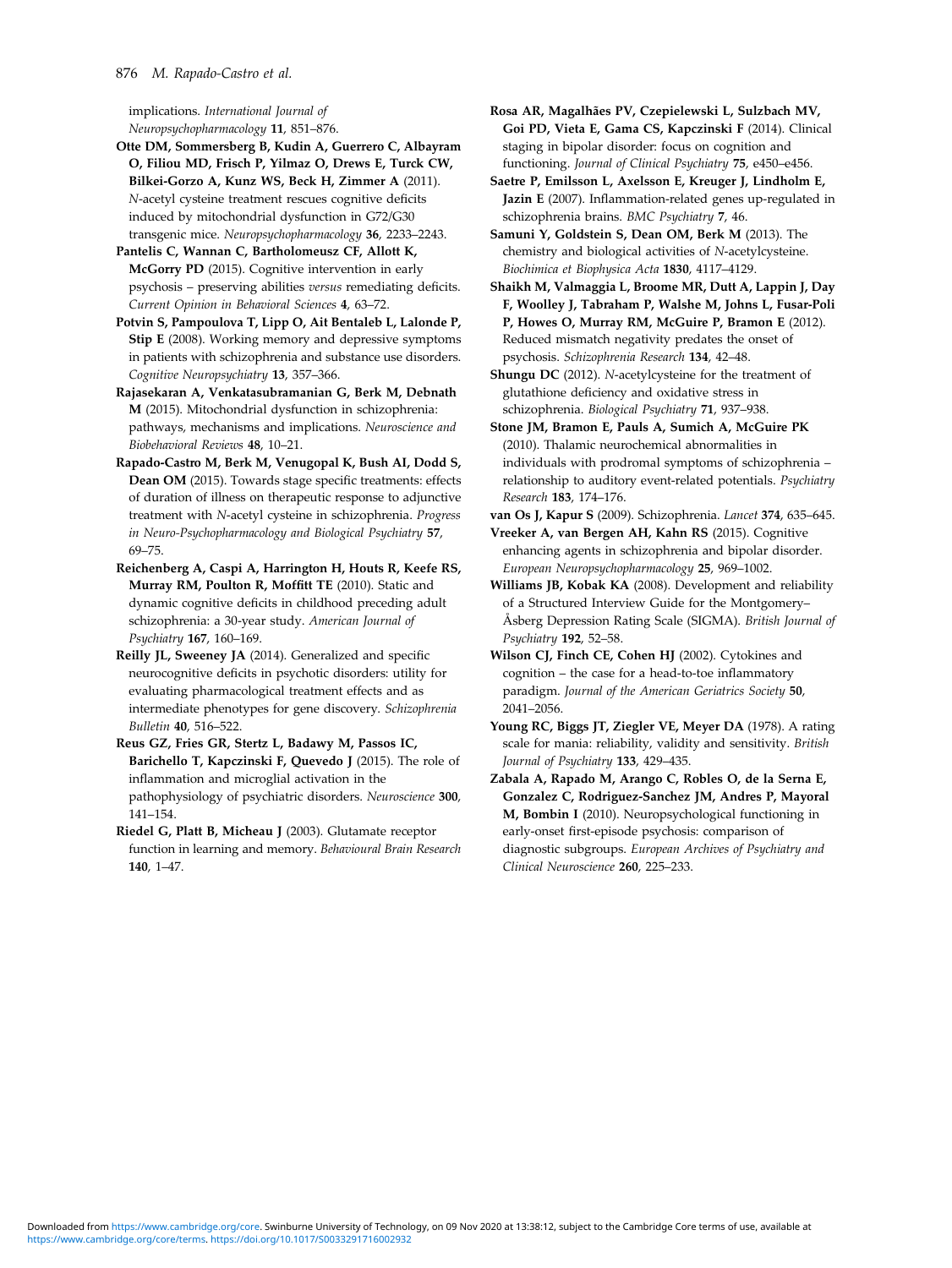implications. *International Journal of Neuropsychopharmacology* **11**, 851–876.

**Otte DM, Sommersberg B, Kudin A, Guerrero C, Albayram O, Filiou MD, Frisch P, Yilmaz O, Drews E, Turck CW, Bilkei-Gorzo A, Kunz WS, Beck H, Zimmer A** (2011). *N*-acetyl cysteine treatment rescues cognitive deficits induced by mitochondrial dysfunction in G72/G30 transgenic mice. *Neuropsychopharmacology* **36**, 2233–2243.

**Pantelis C, Wannan C, Bartholomeusz CF, Allott K, McGorry PD** (2015). Cognitive intervention in early psychosis – preserving abilities *versus* remediating deficits. *Current Opinion in Behavioral Sciences* **4**, 63–72.

**Potvin S, Pampoulova T, Lipp O, Ait Bentaleb L, Lalonde P, Stip E** (2008). Working memory and depressive symptoms in patients with schizophrenia and substance use disorders. *Cognitive Neuropsychiatry* **13**, 357–366.

**Rajasekaran A, Venkatasubramanian G, Berk M, Debnath M** (2015). Mitochondrial dysfunction in schizophrenia: pathways, mechanisms and implications. *Neuroscience and Biobehavioral Reviews* **48**, 10–21.

**Rapado-Castro M, Berk M, Venugopal K, Bush AI, Dodd S, Dean OM** (2015). Towards stage specific treatments: effects of duration of illness on therapeutic response to adjunctive treatment with *N*-acetyl cysteine in schizophrenia. *Progress in Neuro-Psychopharmacology and Biological Psychiatry* **57**, 69–75.

**Reichenberg A, Caspi A, Harrington H, Houts R, Keefe RS, Murray RM, Poulton R, Moffitt TE** (2010). Static and dynamic cognitive deficits in childhood preceding adult schizophrenia: a 30-year study. *American Journal of Psychiatry* **167**, 160–169.

**Reilly JL, Sweeney JA** (2014). Generalized and specific neurocognitive deficits in psychotic disorders: utility for evaluating pharmacological treatment effects and as intermediate phenotypes for gene discovery. *Schizophrenia Bulletin* **40**, 516–522.

**Reus GZ, Fries GR, Stertz L, Badawy M, Passos IC, Barichello T, Kapczinski F, Quevedo J** (2015). The role of inflammation and microglial activation in the pathophysiology of psychiatric disorders. *Neuroscience* **300**, 141–154.

**Riedel G, Platt B, Micheau J** (2003). Glutamate receptor function in learning and memory. *Behavioural Brain Research* **140**, 1–47.

**Rosa AR, Magalhães PV, Czepielewski L, Sulzbach MV, Goi PD, Vieta E, Gama CS, Kapczinski F** (2014). Clinical staging in bipolar disorder: focus on cognition and functioning. *Journal of Clinical Psychiatry* **75**, e450–e456.

**Saetre P, Emilsson L, Axelsson E, Kreuger J, Lindholm E, Jazin E** (2007). Inflammation-related genes up-regulated in schizophrenia brains. *BMC Psychiatry* **7**, 46.

**Samuni Y, Goldstein S, Dean OM, Berk M** (2013). The chemistry and biological activities of *N*-acetylcysteine. *Biochimica et Biophysica Acta* **1830**, 4117–4129.

**Shaikh M, Valmaggia L, Broome MR, Dutt A, Lappin J, Day F, Woolley J, Tabraham P, Walshe M, Johns L, Fusar-Poli P, Howes O, Murray RM, McGuire P, Bramon E** (2012). Reduced mismatch negativity predates the onset of psychosis. *Schizophrenia Research* **134**, 42–48.

**Shungu DC** (2012). *N*-acetylcysteine for the treatment of glutathione deficiency and oxidative stress in schizophrenia. *Biological Psychiatry* **71**, 937–938.

**Stone JM, Bramon E, Pauls A, Sumich A, McGuire PK** (2010). Thalamic neurochemical abnormalities in individuals with prodromal symptoms of schizophrenia – relationship to auditory event-related potentials. *Psychiatry Research* **183**, 174–176.

**van Os J, Kapur S** (2009). Schizophrenia. *Lancet* **374**, 635–645.

**Vreeker A, van Bergen AH, Kahn RS** (2015). Cognitive enhancing agents in schizophrenia and bipolar disorder. *European Neuropsychopharmacology* **25**, 969–1002.

**Williams JB, Kobak KA** (2008). Development and reliability of a Structured Interview Guide for the Montgomery–Åsberg Depression Rating Scale (SIGMA). *British Journal of Psychiatry* **192**, 52–58.

**Wilson CJ, Finch CE, Cohen HJ** (2002). Cytokines and cognition – the case for a head-to-toe inflammatory paradigm. *Journal of the American Geriatrics Society* **50**, 2041–2056.

**Young RC, Biggs JT, Ziegler VE, Meyer DA** (1978). A rating scale for mania: reliability, validity and sensitivity. *British Journal of Psychiatry* **133**, 429–435.

**Zabala A, Rapado M, Arango C, Robles O, de la Serna E, Gonzalez C, Rodriguez-Sanchez JM, Andres P, Mayoral M, Bombin I** (2010). Neuropsychological functioning in early-onset first-episode psychosis: comparison of diagnostic subgroups. *European Archives of Psychiatry and Clinical Neuroscience* **260**, 225–233.